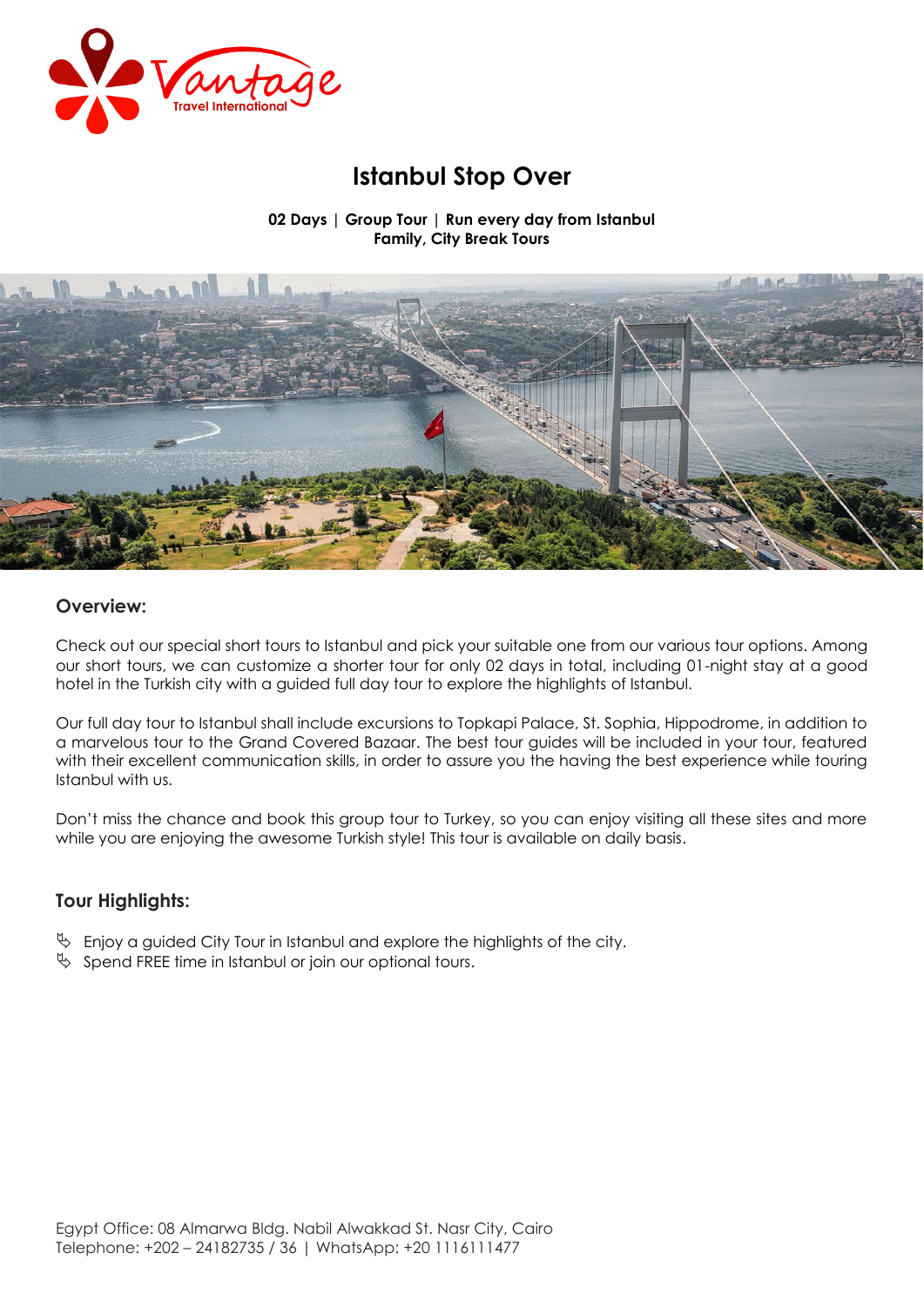# Istanbul Stop Over

**02 Days | Group Tour | Run every day from Istanbul**
**Family, City Break Tours**

## Overview:

Check out our special short tours to Istanbul and pick your suitable one from our various tour options. Among our short tours, we can customize a shorter tour for only 02 days in total, including 01-night stay at a good hotel in the Turkish city with a guided full day tour to explore the highlights of Istanbul.

Our full day tour to Istanbul shall include excursions to Topkapi Palace, St. Sophia, Hippodrome, in addition to a marvelous tour to the Grand Covered Bazaar. The best tour guides will be included in your tour, featured with their excellent communication skills, in order to assure you the having the best experience while touring Istanbul with us.

Don't miss the chance and book this group tour to Turkey, so you can enjoy visiting all these sites and more while you are enjoying the awesome Turkish style! This tour is available on daily basis.

## Tour Highlights:

- Enjoy a guided City Tour in Istanbul and explore the highlights of the city.
- Spend FREE time in Istanbul or join our optional tours.

Egypt Office: 08 Almarwa Bldg. Nabil Alwakkad St. Nasr City, Cairo
Telephone: +202 – 24182735 / 36 | WhatsApp: +20 1116111477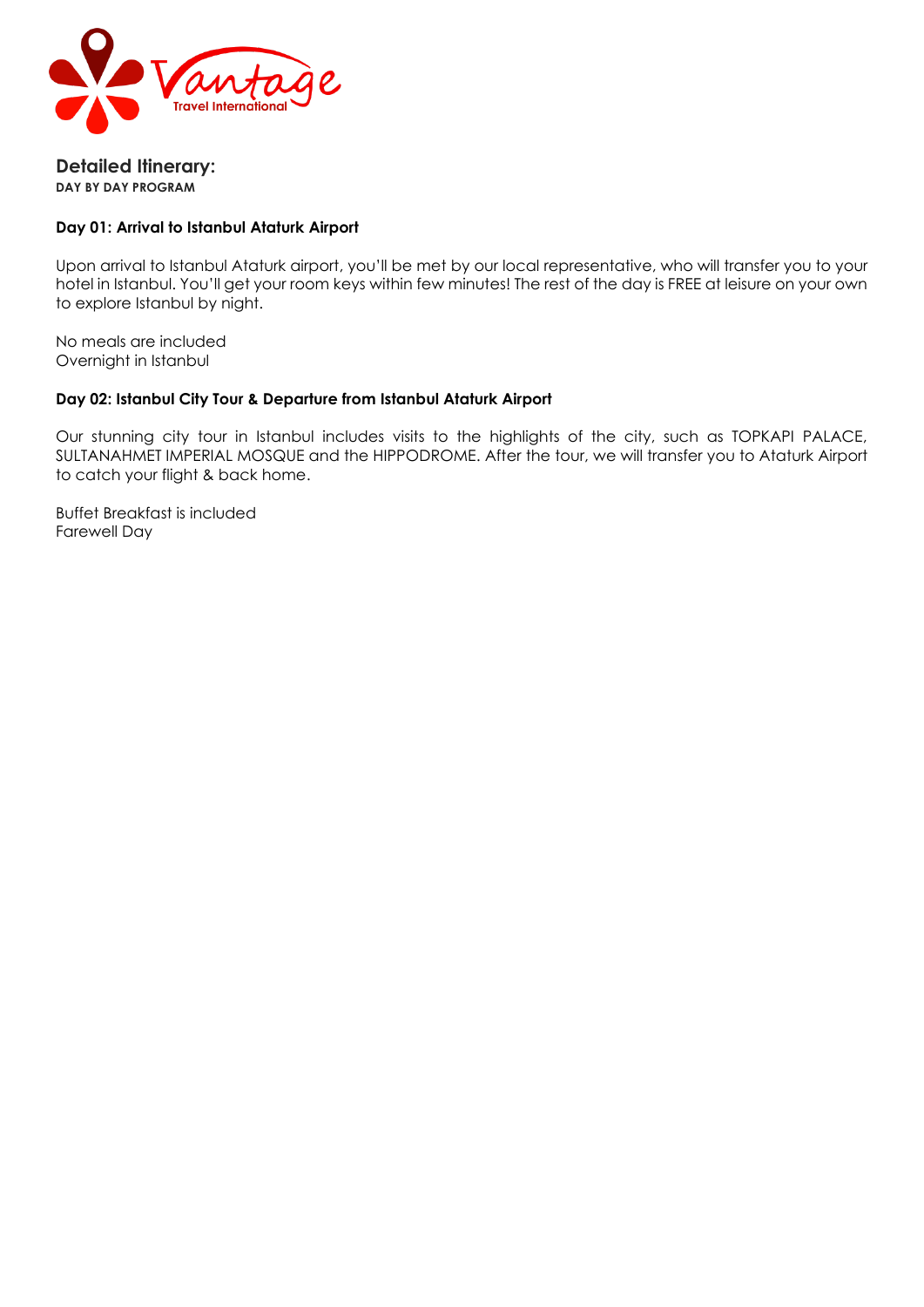## Detailed Itinerary:

**DAY BY DAY PROGRAM**

### Day 01: Arrival to Istanbul Ataturk Airport

Upon arrival to Istanbul Ataturk airport, you'll be met by our local representative, who will transfer you to your hotel in Istanbul. You'll get your room keys within few minutes! The rest of the day is FREE at leisure on your own to explore Istanbul by night.

No meals are included
Overnight in Istanbul

### Day 02: Istanbul City Tour & Departure from Istanbul Ataturk Airport

Our stunning city tour in Istanbul includes visits to the highlights of the city, such as TOPKAPI PALACE, SULTANAHMET IMPERIAL MOSQUE and the HIPPODROME. After the tour, we will transfer you to Ataturk Airport to catch your flight & back home.

Buffet Breakfast is included
Farewell Day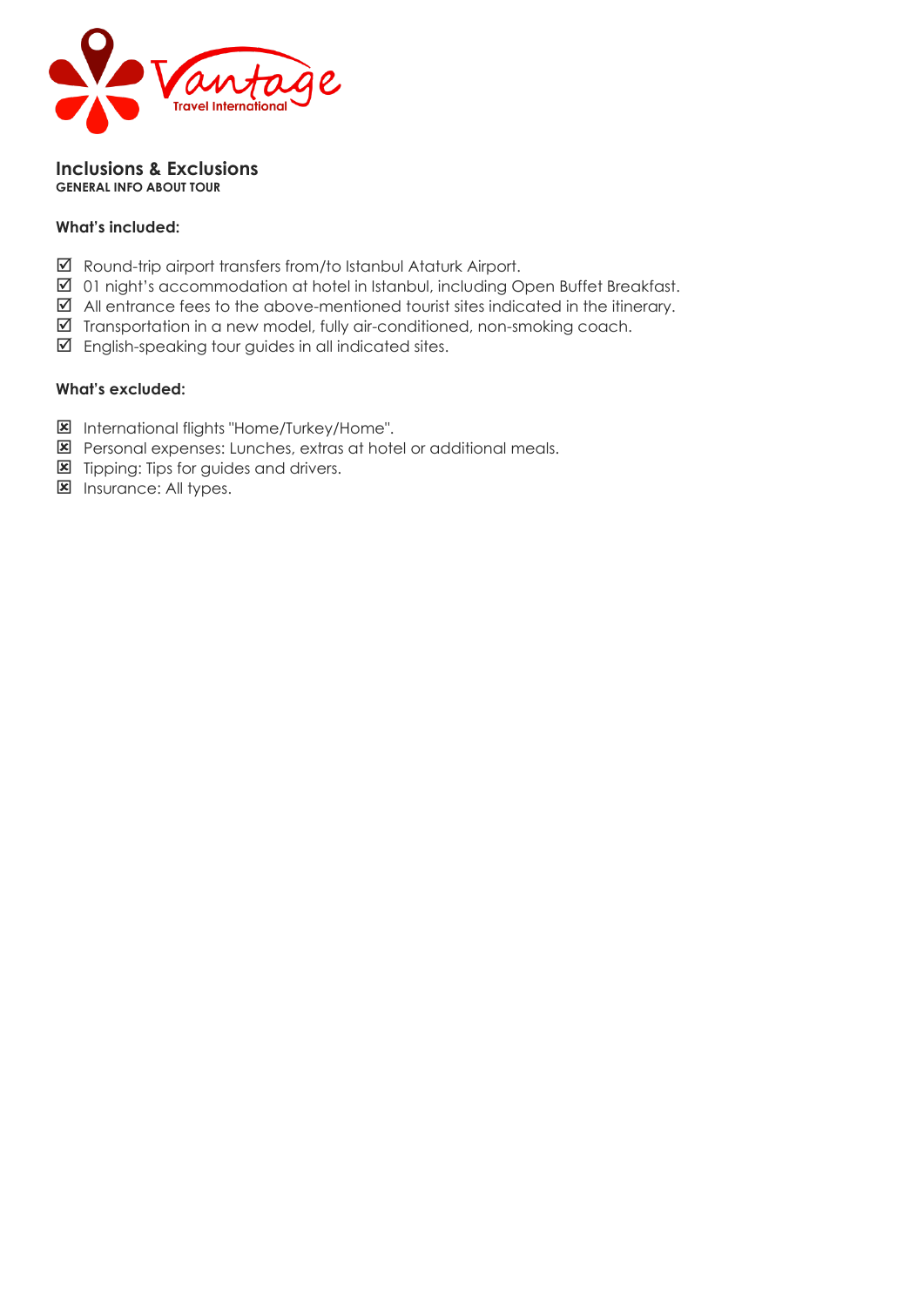## Inclusions & Exclusions

**GENERAL INFO ABOUT TOUR**

**What's included:**

- ☑ Round-trip airport transfers from/to Istanbul Ataturk Airport.
- ☑ 01 night's accommodation at hotel in Istanbul, including Open Buffet Breakfast.
- ☑ All entrance fees to the above-mentioned tourist sites indicated in the itinerary.
- ☑ Transportation in a new model, fully air-conditioned, non-smoking coach.
- ☑ English-speaking tour guides in all indicated sites.

**What's excluded:**

- ☒ International flights "Home/Turkey/Home".
- ☒ Personal expenses: Lunches, extras at hotel or additional meals.
- ☒ Tipping: Tips for guides and drivers.
- ☒ Insurance: All types.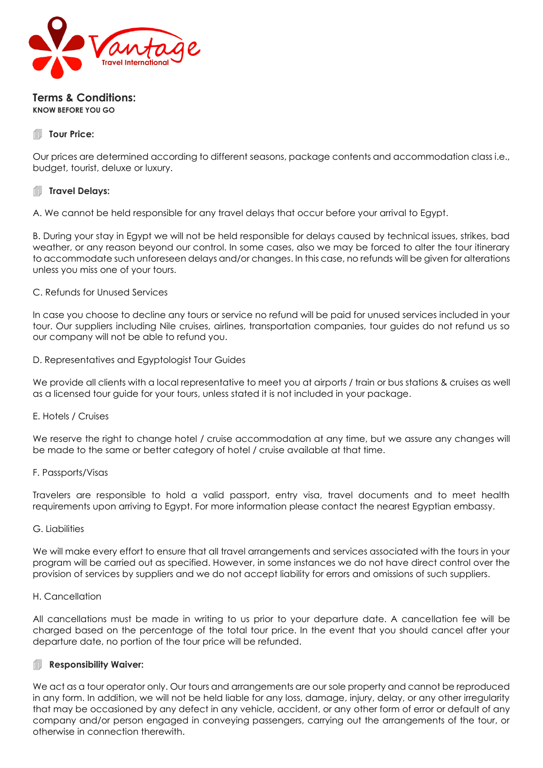## Terms & Conditions:

**KNOW BEFORE YOU GO**

### 🗐 Tour Price:

Our prices are determined according to different seasons, package contents and accommodation class i.e., budget, tourist, deluxe or luxury.

### 🗐 Travel Delays:

A. We cannot be held responsible for any travel delays that occur before your arrival to Egypt.

B. During your stay in Egypt we will not be held responsible for delays caused by technical issues, strikes, bad weather, or any reason beyond our control. In some cases, also we may be forced to alter the tour itinerary to accommodate such unforeseen delays and/or changes. In this case, no refunds will be given for alterations unless you miss one of your tours.

C. Refunds for Unused Services

In case you choose to decline any tours or service no refund will be paid for unused services included in your tour. Our suppliers including Nile cruises, airlines, transportation companies, tour guides do not refund us so our company will not be able to refund you.

D. Representatives and Egyptologist Tour Guides

We provide all clients with a local representative to meet you at airports / train or bus stations & cruises as well as a licensed tour guide for your tours, unless stated it is not included in your package.

E. Hotels / Cruises

We reserve the right to change hotel / cruise accommodation at any time, but we assure any changes will be made to the same or better category of hotel / cruise available at that time.

F. Passports/Visas

Travelers are responsible to hold a valid passport, entry visa, travel documents and to meet health requirements upon arriving to Egypt. For more information please contact the nearest Egyptian embassy.

G. Liabilities

We will make every effort to ensure that all travel arrangements and services associated with the tours in your program will be carried out as specified. However, in some instances we do not have direct control over the provision of services by suppliers and we do not accept liability for errors and omissions of such suppliers.

H. Cancellation

All cancellations must be made in writing to us prior to your departure date. A cancellation fee will be charged based on the percentage of the total tour price. In the event that you should cancel after your departure date, no portion of the tour price will be refunded.

### 🗐 Responsibility Waiver:

We act as a tour operator only. Our tours and arrangements are our sole property and cannot be reproduced in any form. In addition, we will not be held liable for any loss, damage, injury, delay, or any other irregularity that may be occasioned by any defect in any vehicle, accident, or any other form of error or default of any company and/or person engaged in conveying passengers, carrying out the arrangements of the tour, or otherwise in connection therewith.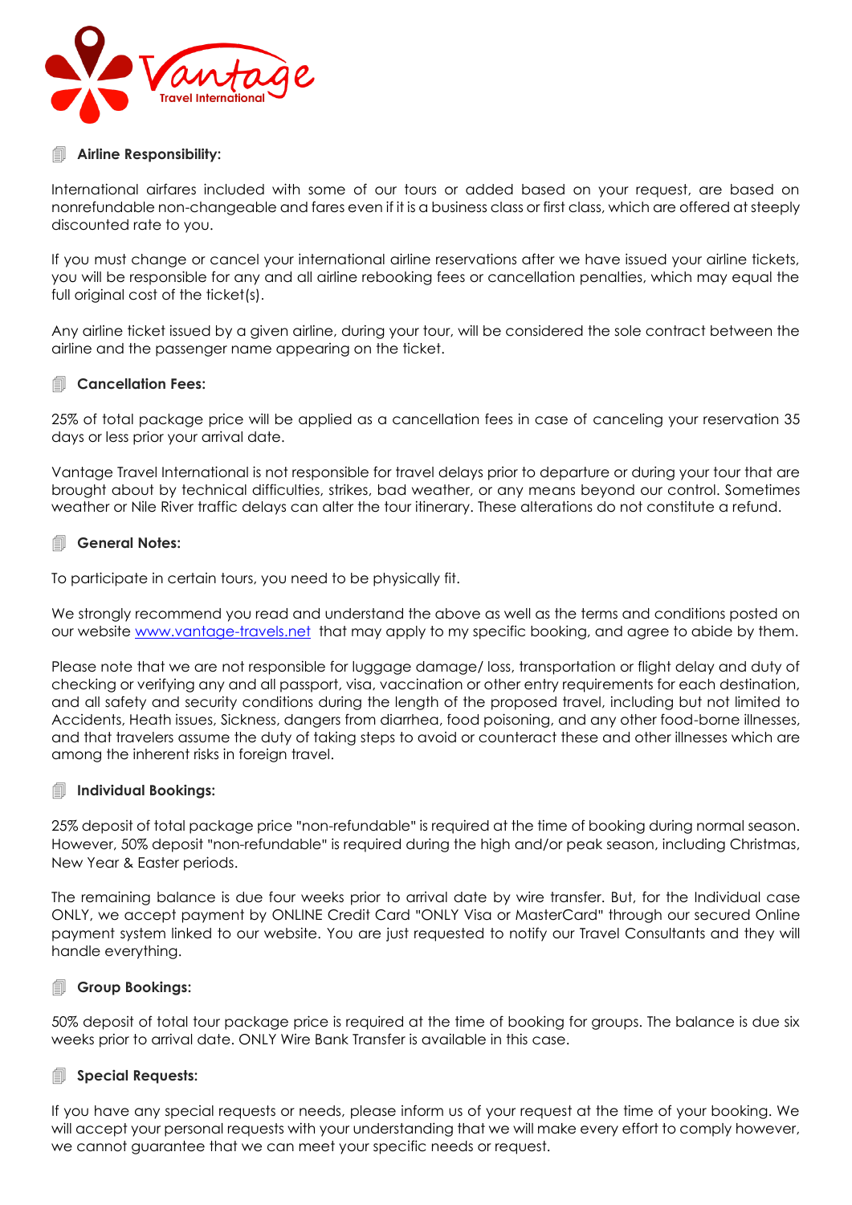### Airline Responsibility:

International airfares included with some of our tours or added based on your request, are based on nonrefundable non-changeable and fares even if it is a business class or first class, which are offered at steeply discounted rate to you.

If you must change or cancel your international airline reservations after we have issued your airline tickets, you will be responsible for any and all airline rebooking fees or cancellation penalties, which may equal the full original cost of the ticket(s).

Any airline ticket issued by a given airline, during your tour, will be considered the sole contract between the airline and the passenger name appearing on the ticket.

### Cancellation Fees:

25% of total package price will be applied as a cancellation fees in case of canceling your reservation 35 days or less prior your arrival date.

Vantage Travel International is not responsible for travel delays prior to departure or during your tour that are brought about by technical difficulties, strikes, bad weather, or any means beyond our control. Sometimes weather or Nile River traffic delays can alter the tour itinerary. These alterations do not constitute a refund.

### General Notes:

To participate in certain tours, you need to be physically fit.

We strongly recommend you read and understand the above as well as the terms and conditions posted on our website www.vantage-travels.net that may apply to my specific booking, and agree to abide by them.

Please note that we are not responsible for luggage damage/ loss, transportation or flight delay and duty of checking or verifying any and all passport, visa, vaccination or other entry requirements for each destination, and all safety and security conditions during the length of the proposed travel, including but not limited to Accidents, Heath issues, Sickness, dangers from diarrhea, food poisoning, and any other food-borne illnesses, and that travelers assume the duty of taking steps to avoid or counteract these and other illnesses which are among the inherent risks in foreign travel.

### Individual Bookings:

25% deposit of total package price "non-refundable" is required at the time of booking during normal season. However, 50% deposit "non-refundable" is required during the high and/or peak season, including Christmas, New Year & Easter periods.

The remaining balance is due four weeks prior to arrival date by wire transfer. But, for the Individual case ONLY, we accept payment by ONLINE Credit Card "ONLY Visa or MasterCard" through our secured Online payment system linked to our website. You are just requested to notify our Travel Consultants and they will handle everything.

### Group Bookings:

50% deposit of total tour package price is required at the time of booking for groups. The balance is due six weeks prior to arrival date. ONLY Wire Bank Transfer is available in this case.

### Special Requests:

If you have any special requests or needs, please inform us of your request at the time of your booking. We will accept your personal requests with your understanding that we will make every effort to comply however, we cannot guarantee that we can meet your specific needs or request.